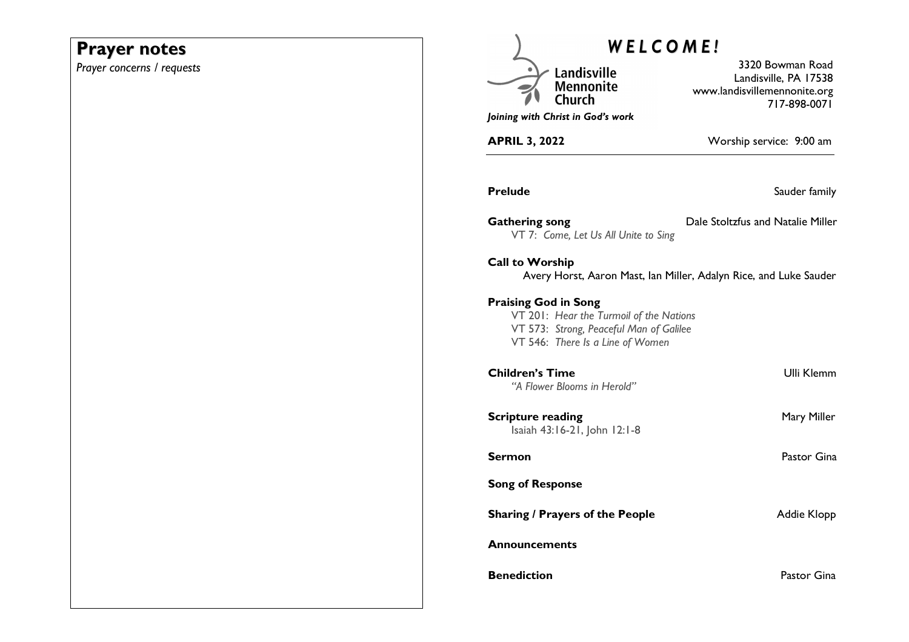# Prayer notes

*Prayer concerns / requests*

# *W E L C O M E !*

Landisville Mennonite Church

*Joining with Christ in God's work*

3320 Bowman Road
Landisville, PA 17538
www.landisvillemennonite.org
717-898-0071

**APRIL 3, 2022** Worship service: 9:00 am

**Prelude** Sauder family

**Gathering song** Dale Stoltzfus and Natalie Miller
VT 7: *Come, Let Us All Unite to Sing*

**Call to Worship**
Avery Horst, Aaron Mast, Ian Miller, Adalyn Rice, and Luke Sauder

**Praising God in Song**
VT 201: *Hear the Turmoil of the Nations*
VT 573: *Strong, Peaceful Man of Galilee*
VT 546: *There Is a Line of Women*

**Children's Time** Ulli Klemm
*"A Flower Blooms in Herold"*

**Scripture reading** Mary Miller
Isaiah 43:16-21, John 12:1-8

**Sermon** Pastor Gina

**Song of Response**

**Sharing / Prayers of the People** Addie Klopp

**Announcements**

**Benediction** Pastor Gina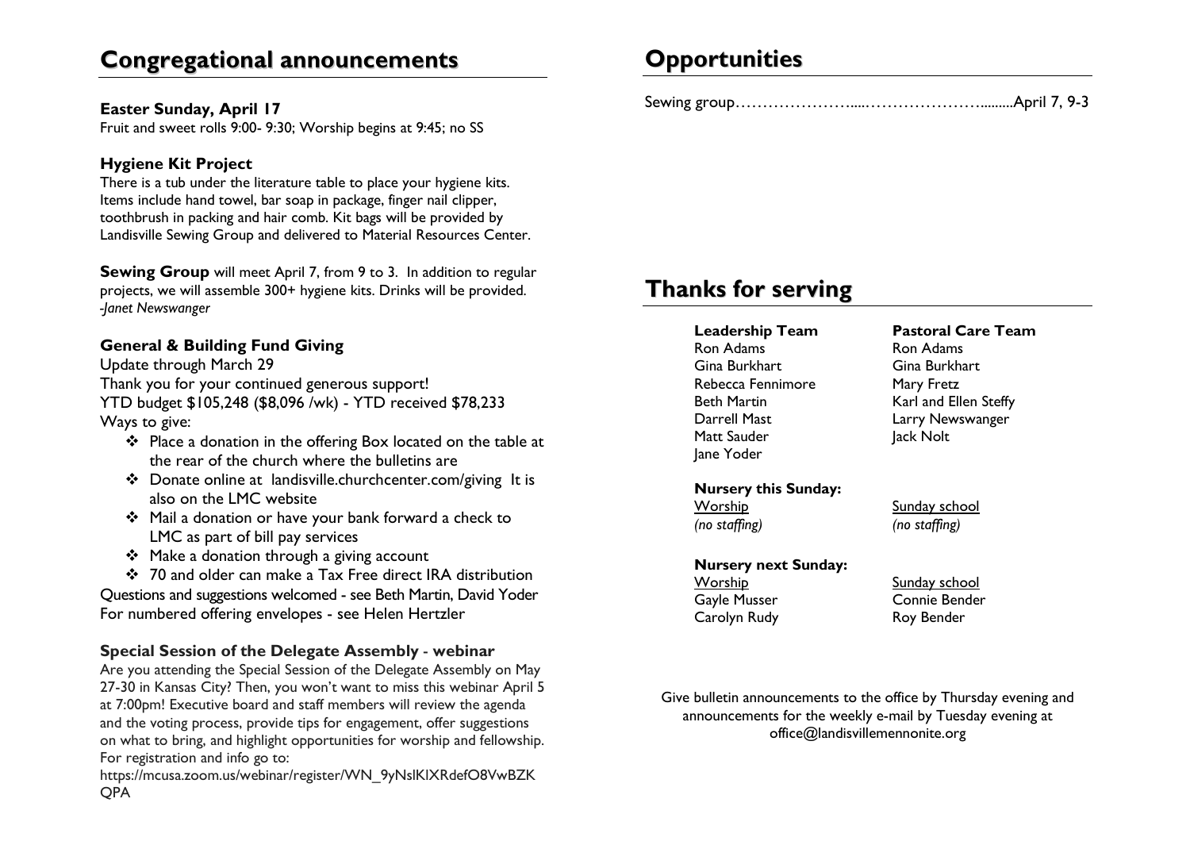## Congregational announcements

**Easter Sunday, April 17**
Fruit and sweet rolls 9:00- 9:30; Worship begins at 9:45; no SS

**Hygiene Kit Project**
There is a tub under the literature table to place your hygiene kits. Items include hand towel, bar soap in package, finger nail clipper, toothbrush in packing and hair comb. Kit bags will be provided by Landisville Sewing Group and delivered to Material Resources Center.

**Sewing Group** will meet April 7, from 9 to 3. In addition to regular projects, we will assemble 300+ hygiene kits. Drinks will be provided.
*-Janet Newswanger*

**General & Building Fund Giving**
Update through March 29
Thank you for your continued generous support!
YTD budget $105,248 ($8,096 /wk) - YTD received $78,233
Ways to give:

- Place a donation in the offering Box located on the table at the rear of the church where the bulletins are
- Donate online at landisville.churchcenter.com/giving It is also on the LMC website
- Mail a donation or have your bank forward a check to LMC as part of bill pay services
- Make a donation through a giving account
- 70 and older can make a Tax Free direct IRA distribution

Questions and suggestions welcomed - see Beth Martin, David Yoder
For numbered offering envelopes - see Helen Hertzler

**Special Session of the Delegate Assembly - webinar**
Are you attending the Special Session of the Delegate Assembly on May 27-30 in Kansas City? Then, you won't want to miss this webinar April 5 at 7:00pm! Executive board and staff members will review the agenda and the voting process, provide tips for engagement, offer suggestions on what to bring, and highlight opportunities for worship and fellowship. For registration and info go to:
https://mcusa.zoom.us/webinar/register/WN_9yNslKlXRdefO8VwBZKQPA

## Opportunities

Sewing group…………………....…………………........April 7, 9-3

## Thanks for serving

**Leadership Team**
Ron Adams
Gina Burkhart
Rebecca Fennimore
Beth Martin
Darrell Mast
Matt Sauder
Jane Yoder

**Pastoral Care Team**
Ron Adams
Gina Burkhart
Mary Fretz
Karl and Ellen Steffy
Larry Newswanger
Jack Nolt

**Nursery this Sunday:**

| Worship | Sunday school |
|---|---|
| *(no staffing)* | *(no staffing)* |

**Nursery next Sunday:**

| Worship | Sunday school |
|---|---|
| Gayle Musser | Connie Bender |
| Carolyn Rudy | Roy Bender |

Give bulletin announcements to the office by Thursday evening and announcements for the weekly e-mail by Tuesday evening at office@landisvillemennonite.org